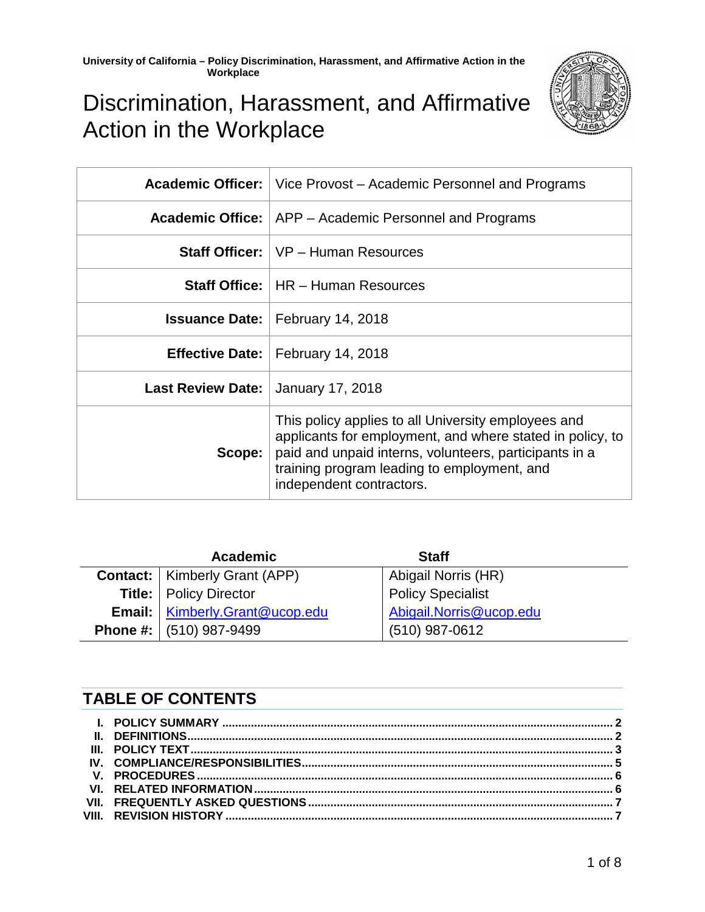# Discrimination, Harassment, and Affirmative Action in the Workplace

| | |
|---|---|
| **Academic Officer:** | Vice Provost – Academic Personnel and Programs |
| **Academic Office:** | APP – Academic Personnel and Programs |
| **Staff Officer:** | VP – Human Resources |
| **Staff Office:** | HR – Human Resources |
| **Issuance Date:** | February 14, 2018 |
| **Effective Date:** | February 14, 2018 |
| **Last Review Date:** | January 17, 2018 |
| **Scope:** | This policy applies to all University employees and applicants for employment, and where stated in policy, to paid and unpaid interns, volunteers, participants in a training program leading to employment, and independent contractors. |

| | Academic | Staff |
|---|---|---|
| **Contact:** | Kimberly Grant (APP) | Abigail Norris (HR) |
| **Title:** | Policy Director | Policy Specialist |
| **Email:** | Kimberly.Grant@ucop.edu | Abigail.Norris@ucop.edu |
| **Phone #:** | (510) 987-9499 | (510) 987-0612 |

## TABLE OF CONTENTS

- I. POLICY SUMMARY ........ 2
- II. DEFINITIONS ........ 2
- III. POLICY TEXT ........ 3
- IV. COMPLIANCE/RESPONSIBILITIES ........ 5
- V. PROCEDURES ........ 6
- VI. RELATED INFORMATION ........ 6
- VII. FREQUENTLY ASKED QUESTIONS ........ 7
- VIII. REVISION HISTORY ........ 7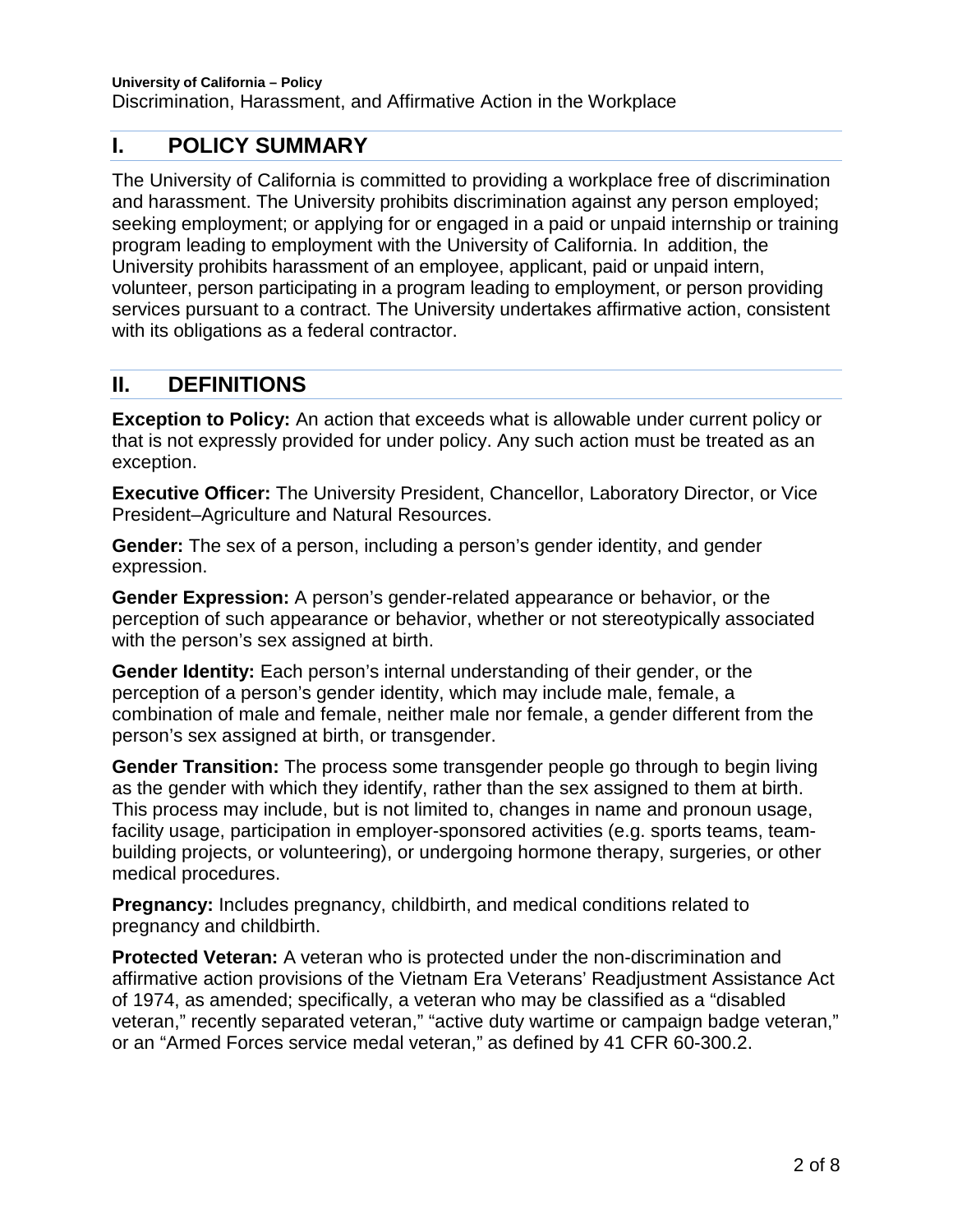## I. POLICY SUMMARY

The University of California is committed to providing a workplace free of discrimination and harassment. The University prohibits discrimination against any person employed; seeking employment; or applying for or engaged in a paid or unpaid internship or training program leading to employment with the University of California. In addition, the University prohibits harassment of an employee, applicant, paid or unpaid intern, volunteer, person participating in a program leading to employment, or person providing services pursuant to a contract. The University undertakes affirmative action, consistent with its obligations as a federal contractor.

## II. DEFINITIONS

**Exception to Policy:** An action that exceeds what is allowable under current policy or that is not expressly provided for under policy. Any such action must be treated as an exception.

**Executive Officer:** The University President, Chancellor, Laboratory Director, or Vice President–Agriculture and Natural Resources.

**Gender:** The sex of a person, including a person's gender identity, and gender expression.

**Gender Expression:** A person's gender-related appearance or behavior, or the perception of such appearance or behavior, whether or not stereotypically associated with the person's sex assigned at birth.

**Gender Identity:** Each person's internal understanding of their gender, or the perception of a person's gender identity, which may include male, female, a combination of male and female, neither male nor female, a gender different from the person's sex assigned at birth, or transgender.

**Gender Transition:** The process some transgender people go through to begin living as the gender with which they identify, rather than the sex assigned to them at birth. This process may include, but is not limited to, changes in name and pronoun usage, facility usage, participation in employer-sponsored activities (e.g. sports teams, team-building projects, or volunteering), or undergoing hormone therapy, surgeries, or other medical procedures.

**Pregnancy:** Includes pregnancy, childbirth, and medical conditions related to pregnancy and childbirth.

**Protected Veteran:** A veteran who is protected under the non-discrimination and affirmative action provisions of the Vietnam Era Veterans' Readjustment Assistance Act of 1974, as amended; specifically, a veteran who may be classified as a "disabled veteran," recently separated veteran," "active duty wartime or campaign badge veteran," or an "Armed Forces service medal veteran," as defined by 41 CFR 60-300.2.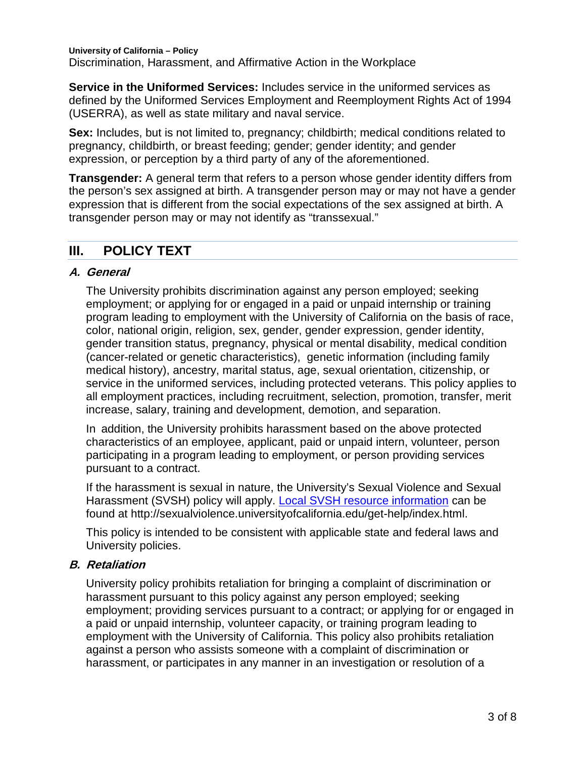**Service in the Uniformed Services:** Includes service in the uniformed services as defined by the Uniformed Services Employment and Reemployment Rights Act of 1994 (USERRA), as well as state military and naval service.

**Sex:** Includes, but is not limited to, pregnancy; childbirth; medical conditions related to pregnancy, childbirth, or breast feeding; gender; gender identity; and gender expression, or perception by a third party of any of the aforementioned.

**Transgender:** A general term that refers to a person whose gender identity differs from the person's sex assigned at birth. A transgender person may or may not have a gender expression that is different from the social expectations of the sex assigned at birth. A transgender person may or may not identify as "transsexual."

## III. POLICY TEXT

### A. General

The University prohibits discrimination against any person employed; seeking employment; or applying for or engaged in a paid or unpaid internship or training program leading to employment with the University of California on the basis of race, color, national origin, religion, sex, gender, gender expression, gender identity, gender transition status, pregnancy, physical or mental disability, medical condition (cancer-related or genetic characteristics), genetic information (including family medical history), ancestry, marital status, age, sexual orientation, citizenship, or service in the uniformed services, including protected veterans. This policy applies to all employment practices, including recruitment, selection, promotion, transfer, merit increase, salary, training and development, demotion, and separation.

In addition, the University prohibits harassment based on the above protected characteristics of an employee, applicant, paid or unpaid intern, volunteer, person participating in a program leading to employment, or person providing services pursuant to a contract.

If the harassment is sexual in nature, the University's Sexual Violence and Sexual Harassment (SVSH) policy will apply. Local SVSH resource information can be found at http://sexualviolence.universityofcalifornia.edu/get-help/index.html.

This policy is intended to be consistent with applicable state and federal laws and University policies.

### B. Retaliation

University policy prohibits retaliation for bringing a complaint of discrimination or harassment pursuant to this policy against any person employed; seeking employment; providing services pursuant to a contract; or applying for or engaged in a paid or unpaid internship, volunteer capacity, or training program leading to employment with the University of California. This policy also prohibits retaliation against a person who assists someone with a complaint of discrimination or harassment, or participates in any manner in an investigation or resolution of a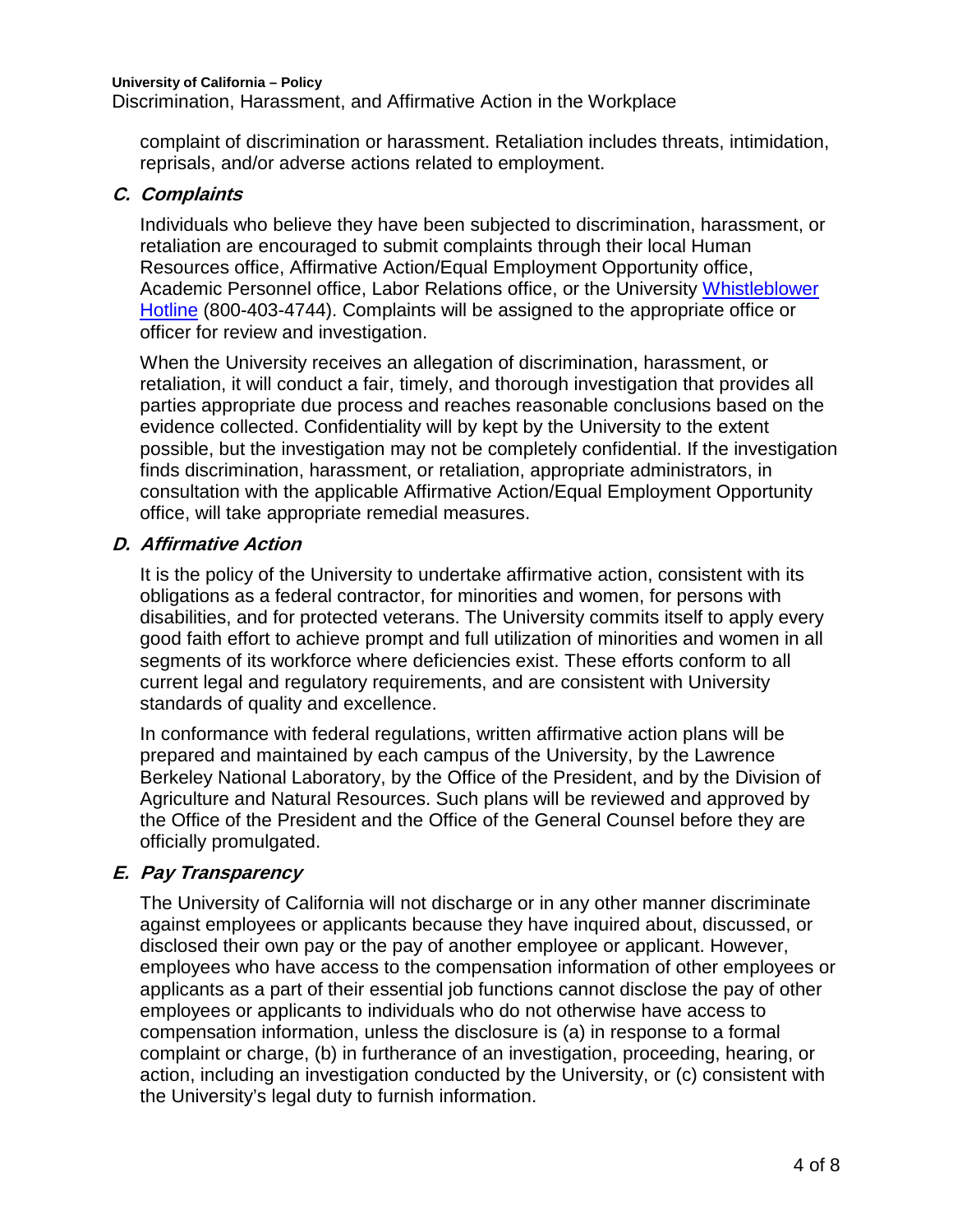complaint of discrimination or harassment. Retaliation includes threats, intimidation, reprisals, and/or adverse actions related to employment.

### *C. Complaints*

Individuals who believe they have been subjected to discrimination, harassment, or retaliation are encouraged to submit complaints through their local Human Resources office, Affirmative Action/Equal Employment Opportunity office, Academic Personnel office, Labor Relations office, or the University Whistleblower Hotline (800-403-4744). Complaints will be assigned to the appropriate office or officer for review and investigation.

When the University receives an allegation of discrimination, harassment, or retaliation, it will conduct a fair, timely, and thorough investigation that provides all parties appropriate due process and reaches reasonable conclusions based on the evidence collected. Confidentiality will by kept by the University to the extent possible, but the investigation may not be completely confidential. If the investigation finds discrimination, harassment, or retaliation, appropriate administrators, in consultation with the applicable Affirmative Action/Equal Employment Opportunity office, will take appropriate remedial measures.

### *D. Affirmative Action*

It is the policy of the University to undertake affirmative action, consistent with its obligations as a federal contractor, for minorities and women, for persons with disabilities, and for protected veterans. The University commits itself to apply every good faith effort to achieve prompt and full utilization of minorities and women in all segments of its workforce where deficiencies exist. These efforts conform to all current legal and regulatory requirements, and are consistent with University standards of quality and excellence.

In conformance with federal regulations, written affirmative action plans will be prepared and maintained by each campus of the University, by the Lawrence Berkeley National Laboratory, by the Office of the President, and by the Division of Agriculture and Natural Resources. Such plans will be reviewed and approved by the Office of the President and the Office of the General Counsel before they are officially promulgated.

### *E. Pay Transparency*

The University of California will not discharge or in any other manner discriminate against employees or applicants because they have inquired about, discussed, or disclosed their own pay or the pay of another employee or applicant. However, employees who have access to the compensation information of other employees or applicants as a part of their essential job functions cannot disclose the pay of other employees or applicants to individuals who do not otherwise have access to compensation information, unless the disclosure is (a) in response to a formal complaint or charge, (b) in furtherance of an investigation, proceeding, hearing, or action, including an investigation conducted by the University, or (c) consistent with the University's legal duty to furnish information.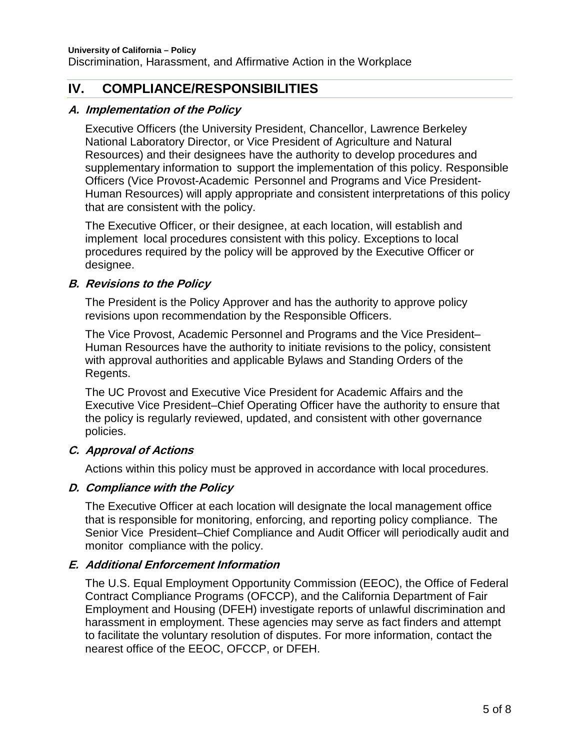## IV. COMPLIANCE/RESPONSIBILITIES

### A. Implementation of the Policy

Executive Officers (the University President, Chancellor, Lawrence Berkeley National Laboratory Director, or Vice President of Agriculture and Natural Resources) and their designees have the authority to develop procedures and supplementary information to support the implementation of this policy. Responsible Officers (Vice Provost-Academic Personnel and Programs and Vice President-Human Resources) will apply appropriate and consistent interpretations of this policy that are consistent with the policy.

The Executive Officer, or their designee, at each location, will establish and implement local procedures consistent with this policy. Exceptions to local procedures required by the policy will be approved by the Executive Officer or designee.

### B. Revisions to the Policy

The President is the Policy Approver and has the authority to approve policy revisions upon recommendation by the Responsible Officers.

The Vice Provost, Academic Personnel and Programs and the Vice President–Human Resources have the authority to initiate revisions to the policy, consistent with approval authorities and applicable Bylaws and Standing Orders of the Regents.

The UC Provost and Executive Vice President for Academic Affairs and the Executive Vice President–Chief Operating Officer have the authority to ensure that the policy is regularly reviewed, updated, and consistent with other governance policies.

### C. Approval of Actions

Actions within this policy must be approved in accordance with local procedures.

### D. Compliance with the Policy

The Executive Officer at each location will designate the local management office that is responsible for monitoring, enforcing, and reporting policy compliance. The Senior Vice President–Chief Compliance and Audit Officer will periodically audit and monitor compliance with the policy.

### E. Additional Enforcement Information

The U.S. Equal Employment Opportunity Commission (EEOC), the Office of Federal Contract Compliance Programs (OFCCP), and the California Department of Fair Employment and Housing (DFEH) investigate reports of unlawful discrimination and harassment in employment. These agencies may serve as fact finders and attempt to facilitate the voluntary resolution of disputes. For more information, contact the nearest office of the EEOC, OFCCP, or DFEH.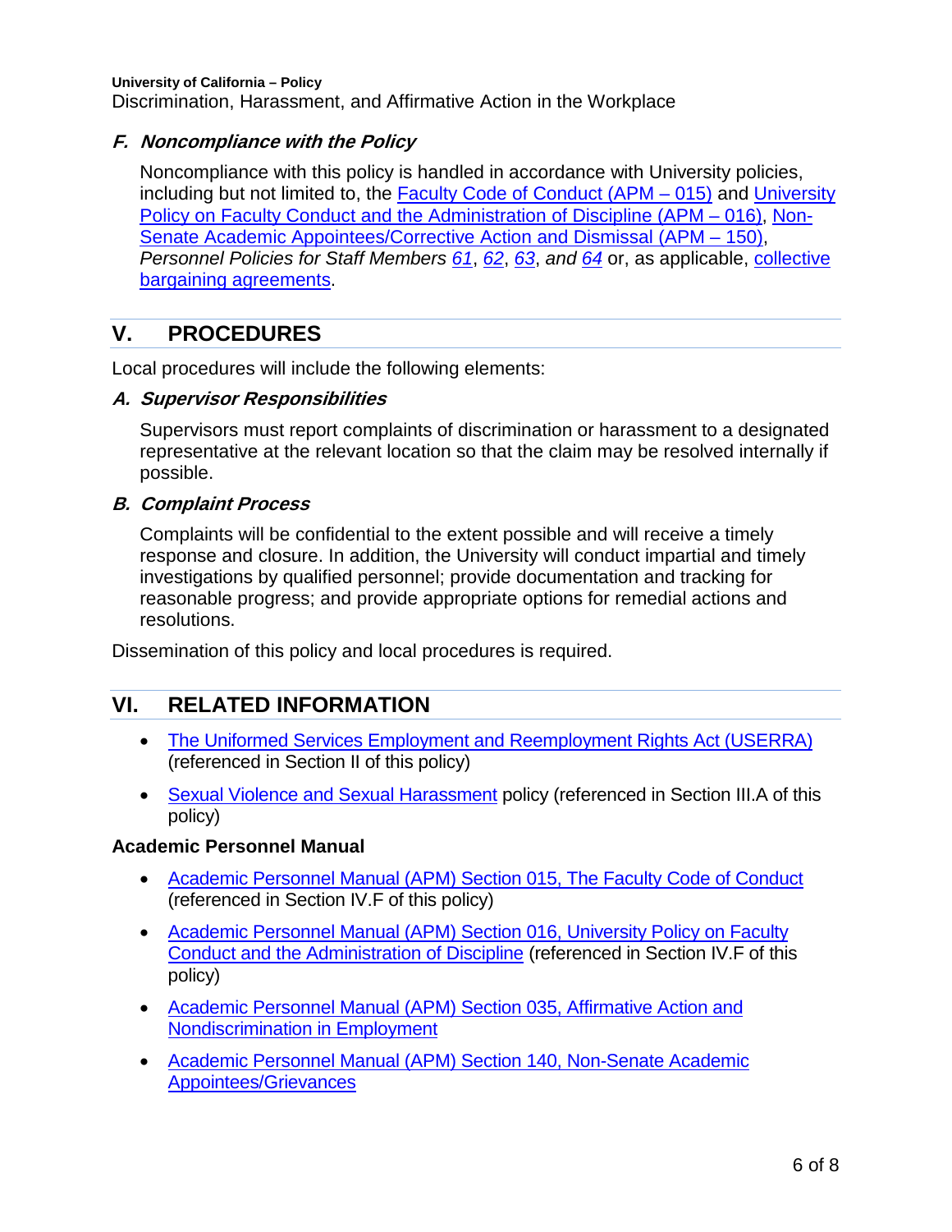### F. *Noncompliance with the Policy*

Noncompliance with this policy is handled in accordance with University policies, including but not limited to, the Faculty Code of Conduct (APM – 015) and University Policy on Faculty Conduct and the Administration of Discipline (APM – 016), Non-Senate Academic Appointees/Corrective Action and Dismissal (APM – 150), *Personnel Policies for Staff Members 61, 62, 63, and 64* or, as applicable, collective bargaining agreements.

## V. PROCEDURES

Local procedures will include the following elements:

### A. *Supervisor Responsibilities*

Supervisors must report complaints of discrimination or harassment to a designated representative at the relevant location so that the claim may be resolved internally if possible.

### B. *Complaint Process*

Complaints will be confidential to the extent possible and will receive a timely response and closure. In addition, the University will conduct impartial and timely investigations by qualified personnel; provide documentation and tracking for reasonable progress; and provide appropriate options for remedial actions and resolutions.

Dissemination of this policy and local procedures is required.

## VI. RELATED INFORMATION

- The Uniformed Services Employment and Reemployment Rights Act (USERRA) (referenced in Section II of this policy)
- Sexual Violence and Sexual Harassment policy (referenced in Section III.A of this policy)

**Academic Personnel Manual**

- Academic Personnel Manual (APM) Section 015, The Faculty Code of Conduct (referenced in Section IV.F of this policy)
- Academic Personnel Manual (APM) Section 016, University Policy on Faculty Conduct and the Administration of Discipline (referenced in Section IV.F of this policy)
- Academic Personnel Manual (APM) Section 035, Affirmative Action and Nondiscrimination in Employment
- Academic Personnel Manual (APM) Section 140, Non-Senate Academic Appointees/Grievances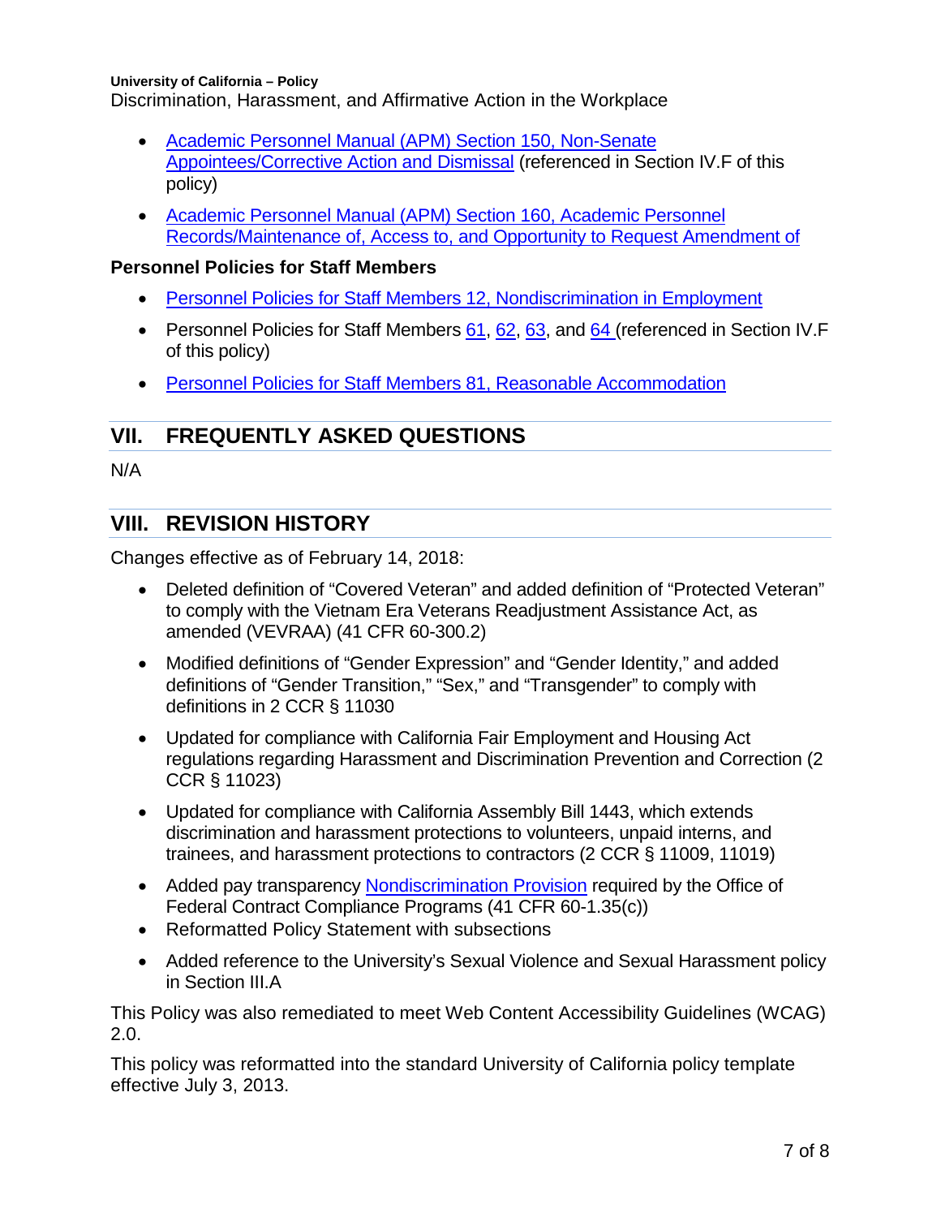- Academic Personnel Manual (APM) Section 150, Non-Senate Appointees/Corrective Action and Dismissal (referenced in Section IV.F of this policy)
- Academic Personnel Manual (APM) Section 160, Academic Personnel Records/Maintenance of, Access to, and Opportunity to Request Amendment of

**Personnel Policies for Staff Members**

- Personnel Policies for Staff Members 12, Nondiscrimination in Employment
- Personnel Policies for Staff Members 61, 62, 63, and 64 (referenced in Section IV.F of this policy)
- Personnel Policies for Staff Members 81, Reasonable Accommodation

## VII. FREQUENTLY ASKED QUESTIONS

N/A

## VIII. REVISION HISTORY

Changes effective as of February 14, 2018:

- Deleted definition of "Covered Veteran" and added definition of "Protected Veteran" to comply with the Vietnam Era Veterans Readjustment Assistance Act, as amended (VEVRAA) (41 CFR 60-300.2)
- Modified definitions of "Gender Expression" and "Gender Identity," and added definitions of "Gender Transition," "Sex," and "Transgender" to comply with definitions in 2 CCR § 11030
- Updated for compliance with California Fair Employment and Housing Act regulations regarding Harassment and Discrimination Prevention and Correction (2 CCR § 11023)
- Updated for compliance with California Assembly Bill 1443, which extends discrimination and harassment protections to volunteers, unpaid interns, and trainees, and harassment protections to contractors (2 CCR § 11009, 11019)
- Added pay transparency Nondiscrimination Provision required by the Office of Federal Contract Compliance Programs (41 CFR 60-1.35(c))
- Reformatted Policy Statement with subsections
- Added reference to the University's Sexual Violence and Sexual Harassment policy in Section III.A

This Policy was also remediated to meet Web Content Accessibility Guidelines (WCAG) 2.0.

This policy was reformatted into the standard University of California policy template effective July 3, 2013.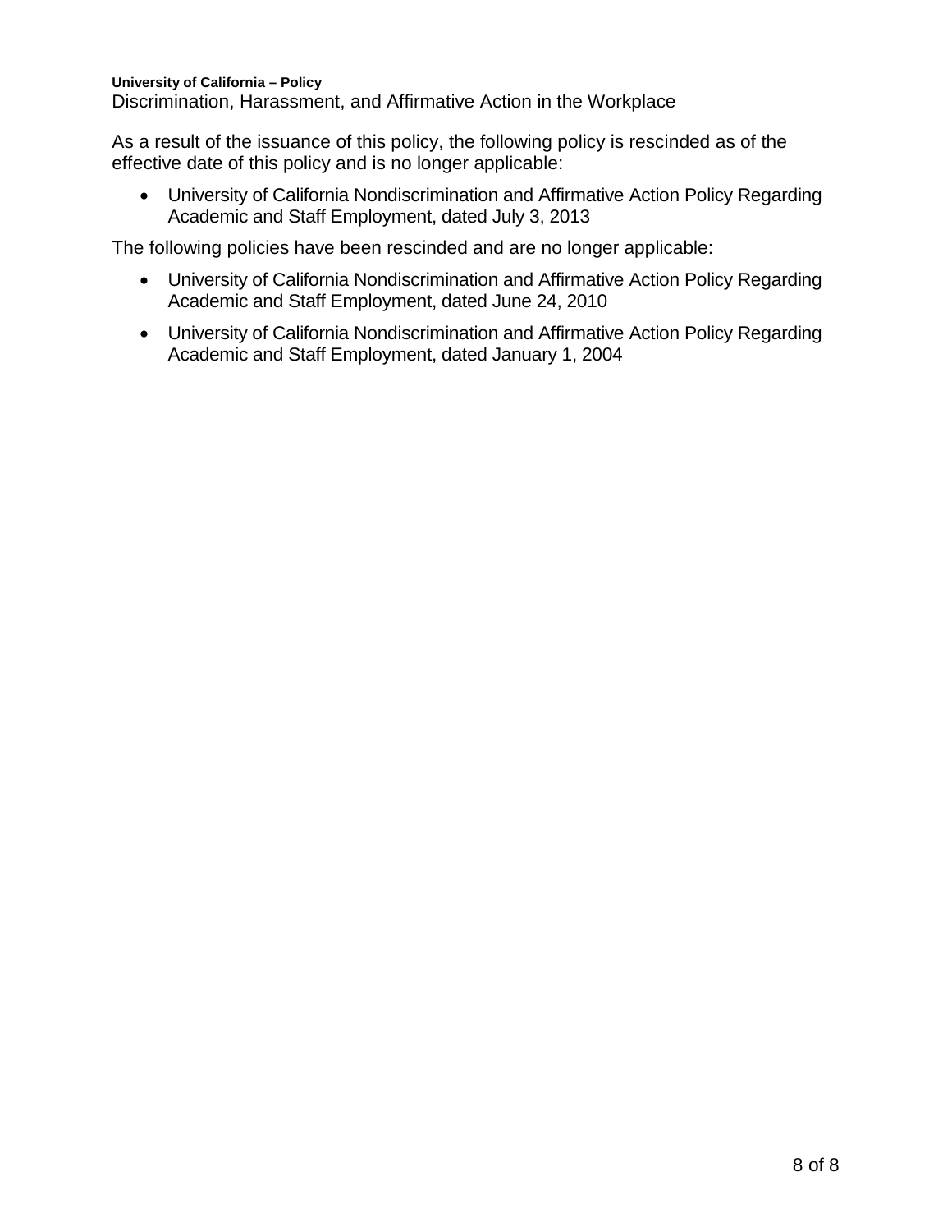As a result of the issuance of this policy, the following policy is rescinded as of the effective date of this policy and is no longer applicable:

- University of California Nondiscrimination and Affirmative Action Policy Regarding Academic and Staff Employment, dated July 3, 2013

The following policies have been rescinded and are no longer applicable:

- University of California Nondiscrimination and Affirmative Action Policy Regarding Academic and Staff Employment, dated June 24, 2010
- University of California Nondiscrimination and Affirmative Action Policy Regarding Academic and Staff Employment, dated January 1, 2004